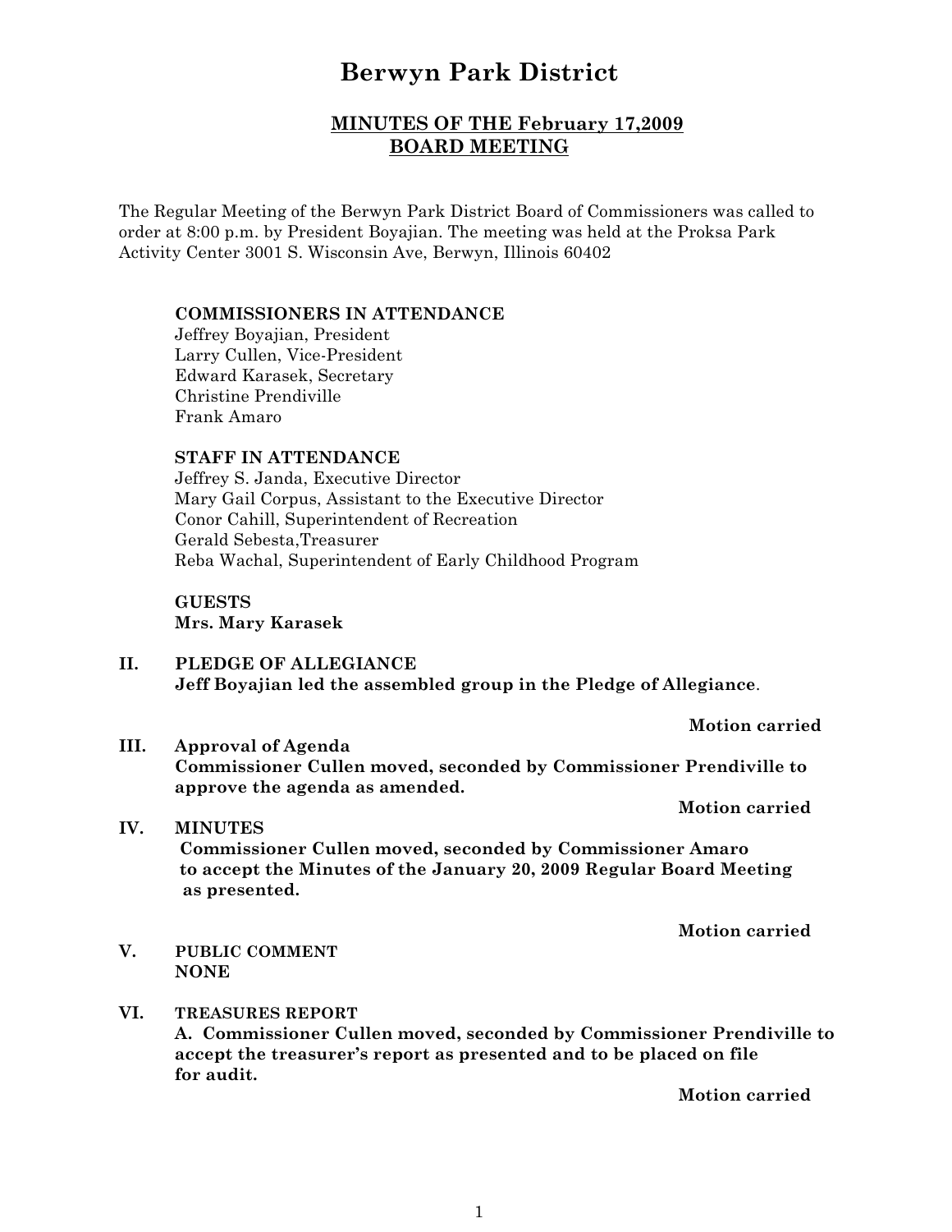# Berwyn Park District

## MINUTES OF THE February 17,2009 BOARD MEETING

The Regular Meeting of the Berwyn Park District Board of Commissioners was called to order at 8:00 p.m. by President Boyajian. The meeting was held at the Proksa Park Activity Center 3001 S. Wisconsin Ave, Berwyn, Illinois 60402

**COMMISSIONERS IN ATTENDANCE**
Jeffrey Boyajian, President
Larry Cullen, Vice-President
Edward Karasek, Secretary
Christine Prendiville
Frank Amaro

**STAFF IN ATTENDANCE**
Jeffrey S. Janda, Executive Director
Mary Gail Corpus, Assistant to the Executive Director
Conor Cahill, Superintendent of Recreation
Gerald Sebesta,Treasurer
Reba Wachal, Superintendent of Early Childhood Program

**GUESTS**
**Mrs. Mary Karasek**

**II. PLEDGE OF ALLEGIANCE**
**Jeff Boyajian led the assembled group in the Pledge of Allegiance**.

**Motion carried**

**III. Approval of Agenda**
**Commissioner Cullen moved, seconded by Commissioner Prendiville to approve the agenda as amended.**

**Motion carried**

**IV. MINUTES**
**Commissioner Cullen moved, seconded by Commissioner Amaro to accept the Minutes of the January 20, 2009 Regular Board Meeting as presented.**

**Motion carried**

**V. PUBLIC COMMENT**
**NONE**

**VI. TREASURES REPORT**
**A. Commissioner Cullen moved, seconded by Commissioner Prendiville to accept the treasurer's report as presented and to be placed on file for audit.**

**Motion carried**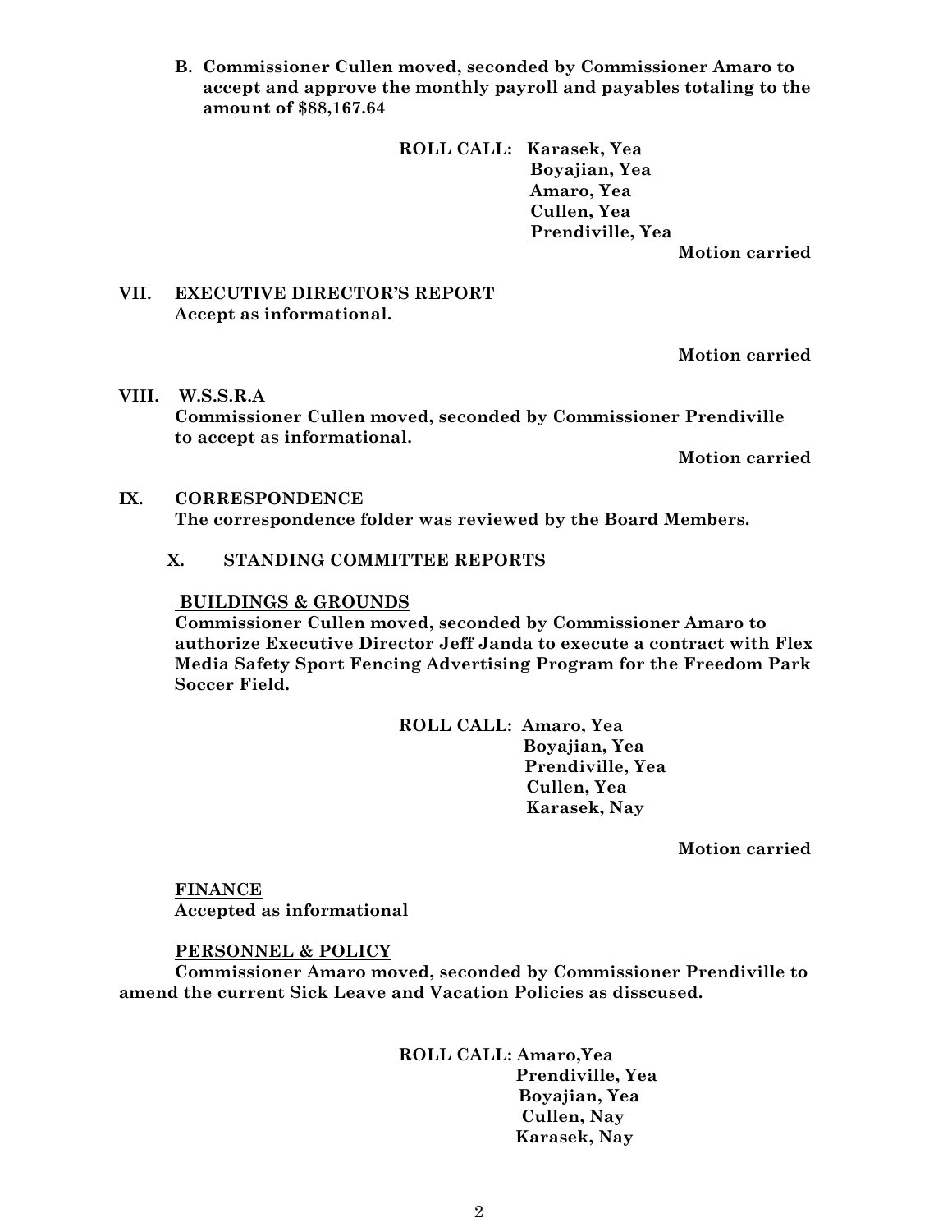**B. Commissioner Cullen moved, seconded by Commissioner Amaro to accept and approve the monthly payroll and payables totaling to the amount of $88,167.64**

**ROLL CALL: Karasek, Yea**
**Boyajian, Yea**
**Amaro, Yea**
**Cullen, Yea**
**Prendiville, Yea**

**Motion carried**

**VII. EXECUTIVE DIRECTOR'S REPORT**
**Accept as informational.**

**Motion carried**

**VIII. W.S.S.R.A**
**Commissioner Cullen moved, seconded by Commissioner Prendiville to accept as informational.**

**Motion carried**

**IX. CORRESPONDENCE**
**The correspondence folder was reviewed by the Board Members.**

**X. STANDING COMMITTEE REPORTS**

**BUILDINGS & GROUNDS**

**Commissioner Cullen moved, seconded by Commissioner Amaro to authorize Executive Director Jeff Janda to execute a contract with Flex Media Safety Sport Fencing Advertising Program for the Freedom Park Soccer Field.**

**ROLL CALL: Amaro, Yea**
**Boyajian, Yea**
**Prendiville, Yea**
**Cullen, Yea**
**Karasek, Nay**

**Motion carried**

**FINANCE**

**Accepted as informational**

**PERSONNEL & POLICY**

**Commissioner Amaro moved, seconded by Commissioner Prendiville to amend the current Sick Leave and Vacation Policies as disscused.**

**ROLL CALL: Amaro,Yea**
**Prendiville, Yea**
**Boyajian, Yea**
**Cullen, Nay**
**Karasek, Nay**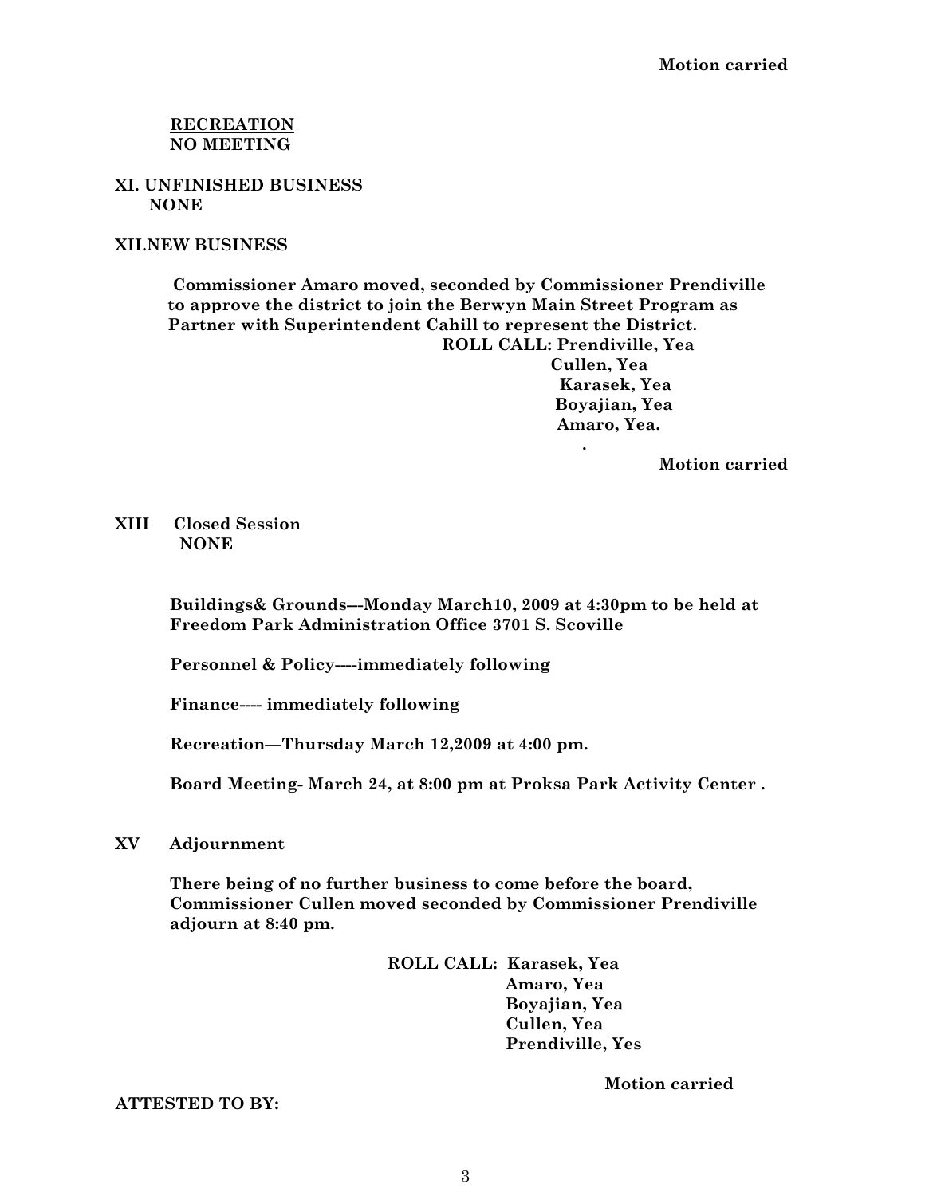**Motion carried**

**RECREATION**
**NO MEETING**

**XI. UNFINISHED BUSINESS**
**NONE**

**XII.NEW BUSINESS**

**Commissioner Amaro moved, seconded by Commissioner Prendiville to approve the district to join the Berwyn Main Street Program as Partner with Superintendent Cahill to represent the District.**

**ROLL CALL: Prendiville, Yea**
**Cullen, Yea**
**Karasek, Yea**
**Boyajian, Yea**
**Amaro, Yea.**

**.**

**Motion carried**

**XIII Closed Session**
**NONE**

**Buildings& Grounds---Monday March10, 2009 at 4:30pm to be held at Freedom Park Administration Office 3701 S. Scoville**

**Personnel & Policy----immediately following**

**Finance---- immediately following**

**Recreation—Thursday March 12,2009 at 4:00 pm.**

**Board Meeting- March 24, at 8:00 pm at Proksa Park Activity Center .**

**XV Adjournment**

**There being of no further business to come before the board, Commissioner Cullen moved seconded by Commissioner Prendiville adjourn at 8:40 pm.**

**ROLL CALL: Karasek, Yea**
**Amaro, Yea**
**Boyajian, Yea**
**Cullen, Yea**
**Prendiville, Yes**

**Motion carried**

**ATTESTED TO BY:**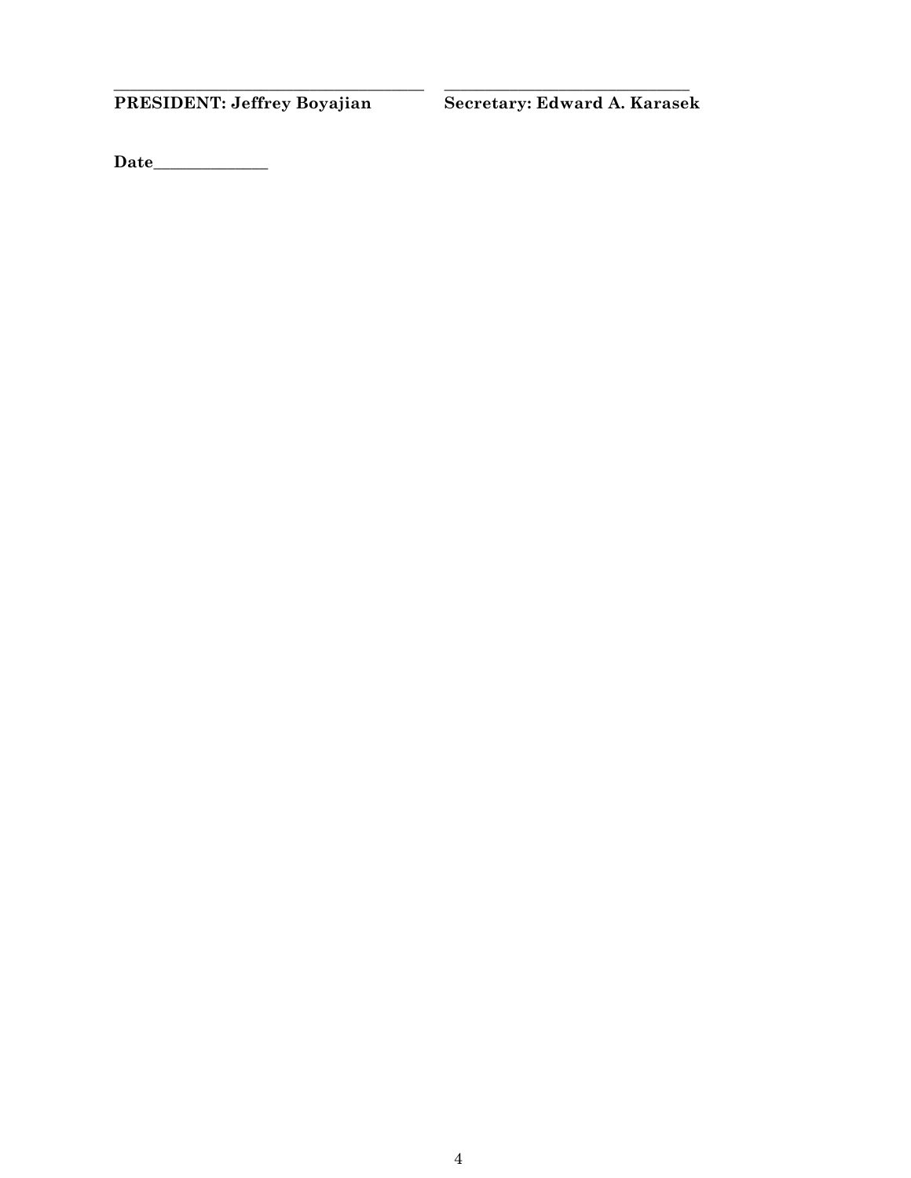\_\_\_\_\_\_\_\_\_\_\_\_\_\_\_\_\_\_\_\_\_\_\_\_\_\_\_\_\_\_\_\_\_\_\_\_\_\_ \_\_\_\_\_\_\_\_\_\_\_\_\_\_\_\_\_\_\_\_\_\_\_\_\_\_\_\_\_\_\_

**PRESIDENT: Jeffrey Boyajian** **Secretary: Edward A. Karasek**

**Date**\_\_\_\_\_\_\_\_\_\_\_\_\_\_